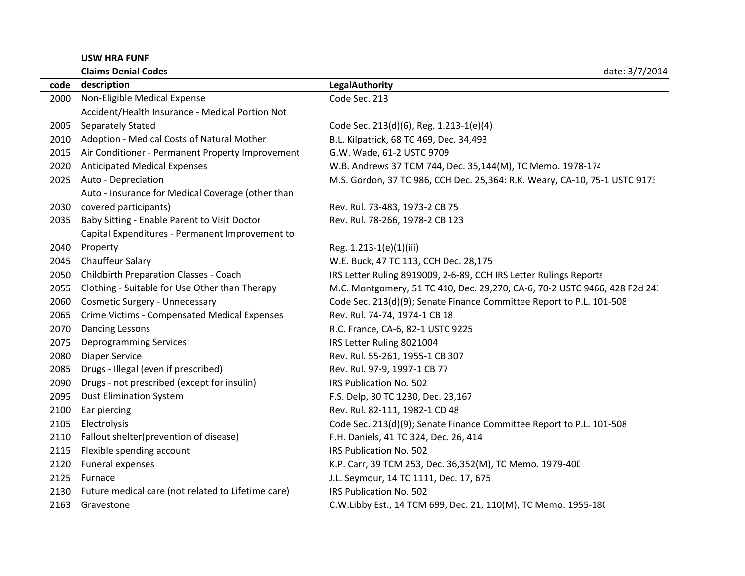**USW HRA FUNF**

**Claims Denial Codes**

date: 3/7/2014

| code | description | LegalAuthority |
|---|---|---|
| 2000 | Non-Eligible Medical Expense | Code Sec. 213 |
| 2005 | Accident/Health Insurance - Medical Portion Not Separately Stated | Code Sec. 213(d)(6), Reg. 1.213-1(e)(4) |
| 2010 | Adoption - Medical Costs of Natural Mother | B.L. Kilpatrick, 68 TC 469, Dec. 34,493 |
| 2015 | Air Conditioner - Permanent Property Improvement | G.W. Wade, 61-2 USTC 9709 |
| 2020 | Anticipated Medical Expenses | W.B. Andrews 37 TCM 744, Dec. 35,144(M), TC Memo. 1978-174 |
| 2025 | Auto - Depreciation | M.S. Gordon, 37 TC 986, CCH Dec. 25,364: R.K. Weary, CA-10, 75-1 USTC 9173 |
| 2030 | Auto - Insurance for Medical Coverage (other than covered participants) | Rev. Rul. 73-483, 1973-2 CB 75 |
| 2035 | Baby Sitting - Enable Parent to Visit Doctor | Rev. Rul. 78-266, 1978-2 CB 123 |
| 2040 | Capital Expenditures - Permanent Improvement to Property | Reg. 1.213-1(e)(1)(iii) |
| 2045 | Chauffeur Salary | W.E. Buck, 47 TC 113, CCH Dec. 28,175 |
| 2050 | Childbirth Preparation Classes - Coach | IRS Letter Ruling 8919009, 2-6-89, CCH IRS Letter Rulings Reports |
| 2055 | Clothing - Suitable for Use Other than Therapy | M.C. Montgomery, 51 TC 410, Dec. 29,270, CA-6, 70-2 USTC 9466, 428 F2d 243 |
| 2060 | Cosmetic Surgery - Unnecessary | Code Sec. 213(d)(9); Senate Finance Committee Report to P.L. 101-508 |
| 2065 | Crime Victims - Compensated Medical Expenses | Rev. Rul. 74-74, 1974-1 CB 18 |
| 2070 | Dancing Lessons | R.C. France, CA-6, 82-1 USTC 9225 |
| 2075 | Deprogramming Services | IRS Letter Ruling 8021004 |
| 2080 | Diaper Service | Rev. Rul. 55-261, 1955-1 CB 307 |
| 2085 | Drugs - Illegal (even if prescribed) | Rev. Rul. 97-9, 1997-1 CB 77 |
| 2090 | Drugs - not prescribed (except for insulin) | IRS Publication No. 502 |
| 2095 | Dust Elimination System | F.S. Delp, 30 TC 1230, Dec. 23,167 |
| 2100 | Ear piercing | Rev. Rul. 82-111, 1982-1 CD 48 |
| 2105 | Electrolysis | Code Sec. 213(d)(9); Senate Finance Committee Report to P.L. 101-508 |
| 2110 | Fallout shelter(prevention of disease) | F.H. Daniels, 41 TC 324, Dec. 26, 414 |
| 2115 | Flexible spending account | IRS Publication No. 502 |
| 2120 | Funeral expenses | K.P. Carr, 39 TCM 253, Dec. 36,352(M), TC Memo. 1979-400 |
| 2125 | Furnace | J.L. Seymour, 14 TC 1111, Dec. 17, 675 |
| 2130 | Future medical care (not related to Lifetime care) | IRS Publication No. 502 |
| 2163 | Gravestone | C.W.Libby Est., 14 TCM 699, Dec. 21, 110(M), TC Memo. 1955-180 |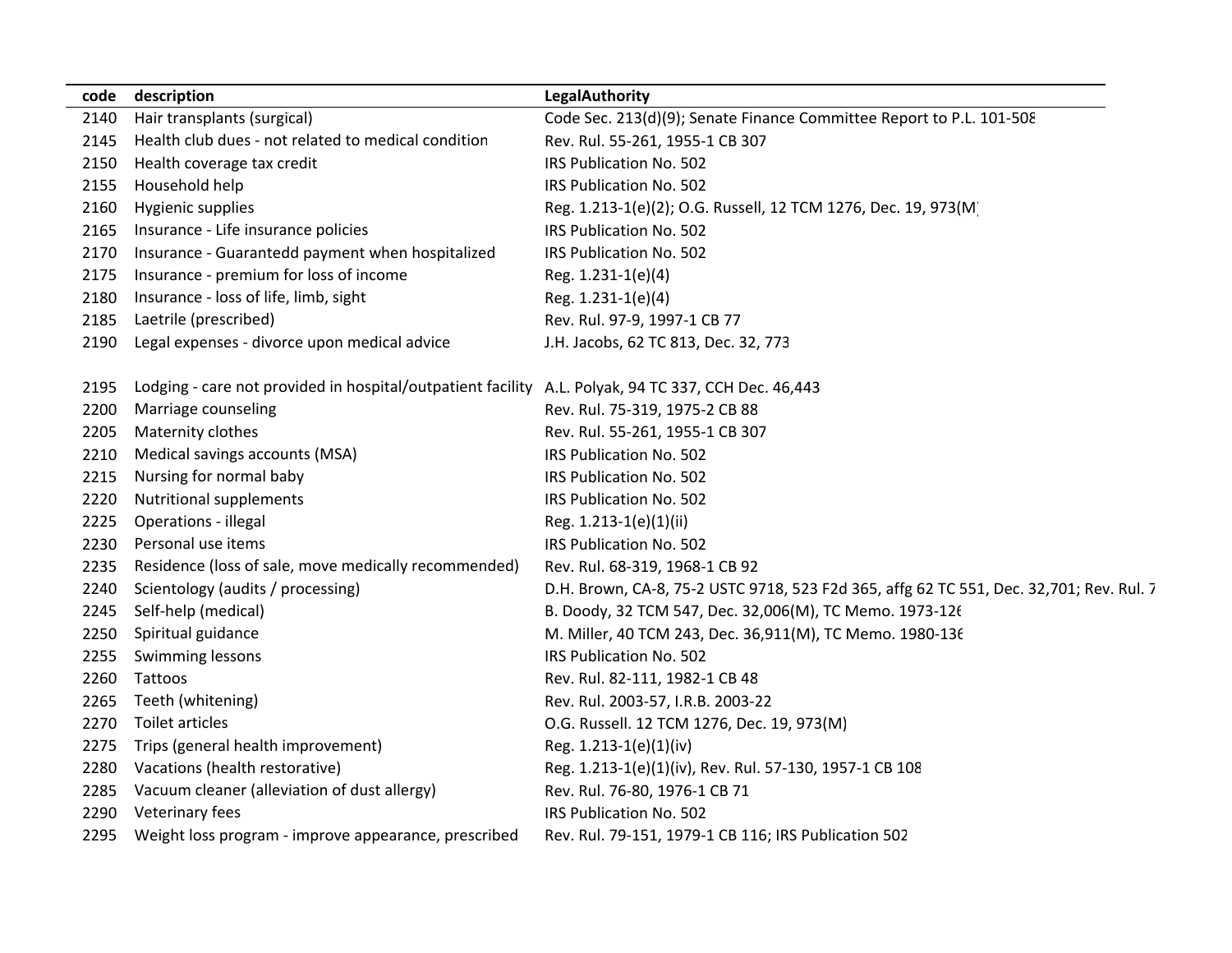| code | description | LegalAuthority |
|---|---|---|
| 2140 | Hair transplants (surgical) | Code Sec. 213(d)(9); Senate Finance Committee Report to P.L. 101-508 |
| 2145 | Health club dues - not related to medical condition | Rev. Rul. 55-261, 1955-1 CB 307 |
| 2150 | Health coverage tax credit | IRS Publication No. 502 |
| 2155 | Household help | IRS Publication No. 502 |
| 2160 | Hygienic supplies | Reg. 1.213-1(e)(2); O.G. Russell, 12 TCM 1276, Dec. 19, 973(M) |
| 2165 | Insurance - Life insurance policies | IRS Publication No. 502 |
| 2170 | Insurance - Guarantedd payment when hospitalized | IRS Publication No. 502 |
| 2175 | Insurance - premium for loss of income | Reg. 1.231-1(e)(4) |
| 2180 | Insurance - loss of life, limb, sight | Reg. 1.231-1(e)(4) |
| 2185 | Laetrile (prescribed) | Rev. Rul. 97-9, 1997-1 CB 77 |
| 2190 | Legal expenses - divorce upon medical advice | J.H. Jacobs, 62 TC 813, Dec. 32, 773 |
| 2195 | Lodging - care not provided in hospital/outpatient facility | A.L. Polyak, 94 TC 337, CCH Dec. 46,443 |
| 2200 | Marriage counseling | Rev. Rul. 75-319, 1975-2 CB 88 |
| 2205 | Maternity clothes | Rev. Rul. 55-261, 1955-1 CB 307 |
| 2210 | Medical savings accounts (MSA) | IRS Publication No. 502 |
| 2215 | Nursing for normal baby | IRS Publication No. 502 |
| 2220 | Nutritional supplements | IRS Publication No. 502 |
| 2225 | Operations - illegal | Reg. 1.213-1(e)(1)(ii) |
| 2230 | Personal use items | IRS Publication No. 502 |
| 2235 | Residence (loss of sale, move medically recommended) | Rev. Rul. 68-319, 1968-1 CB 92 |
| 2240 | Scientology (audits / processing) | D.H. Brown, CA-8, 75-2 USTC 9718, 523 F2d 365, affg 62 TC 551, Dec. 32,701; Rev. Rul. 7 |
| 2245 | Self-help (medical) | B. Doody, 32 TCM 547, Dec. 32,006(M), TC Memo. 1973-126 |
| 2250 | Spiritual guidance | M. Miller, 40 TCM 243, Dec. 36,911(M), TC Memo. 1980-136 |
| 2255 | Swimming lessons | IRS Publication No. 502 |
| 2260 | Tattoos | Rev. Rul. 82-111, 1982-1 CB 48 |
| 2265 | Teeth (whitening) | Rev. Rul. 2003-57, I.R.B. 2003-22 |
| 2270 | Toilet articles | O.G. Russell. 12 TCM 1276, Dec. 19, 973(M) |
| 2275 | Trips (general health improvement) | Reg. 1.213-1(e)(1)(iv) |
| 2280 | Vacations (health restorative) | Reg. 1.213-1(e)(1)(iv), Rev. Rul. 57-130, 1957-1 CB 108 |
| 2285 | Vacuum cleaner (alleviation of dust allergy) | Rev. Rul. 76-80, 1976-1 CB 71 |
| 2290 | Veterinary fees | IRS Publication No. 502 |
| 2295 | Weight loss program - improve appearance, prescribed | Rev. Rul. 79-151, 1979-1 CB 116; IRS Publication 502 |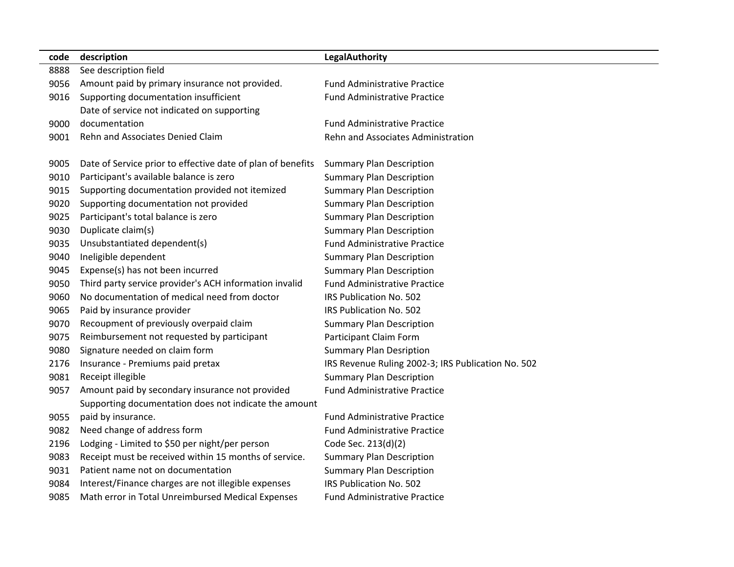| code | description | LegalAuthority |
|---|---|---|
| 8888 | See description field | |
| 9056 | Amount paid by primary insurance not provided. | Fund Administrative Practice |
| 9016 | Supporting documentation insufficient | Fund Administrative Practice |
| 9000 | Date of service not indicated on supporting documentation | Fund Administrative Practice |
| 9001 | Rehn and Associates Denied Claim | Rehn and Associates Administration |
| 9005 | Date of Service prior to effective date of plan of benefits | Summary Plan Description |
| 9010 | Participant's available balance is zero | Summary Plan Description |
| 9015 | Supporting documentation provided not itemized | Summary Plan Description |
| 9020 | Supporting documentation not provided | Summary Plan Description |
| 9025 | Participant's total balance is zero | Summary Plan Description |
| 9030 | Duplicate claim(s) | Summary Plan Description |
| 9035 | Unsubstantiated dependent(s) | Fund Administrative Practice |
| 9040 | Ineligible dependent | Summary Plan Description |
| 9045 | Expense(s) has not been incurred | Summary Plan Description |
| 9050 | Third party service provider's ACH information invalid | Fund Administrative Practice |
| 9060 | No documentation of medical need from doctor | IRS Publication No. 502 |
| 9065 | Paid by insurance provider | IRS Publication No. 502 |
| 9070 | Recoupment of previously overpaid claim | Summary Plan Description |
| 9075 | Reimbursement not requested by participant | Participant Claim Form |
| 9080 | Signature needed on claim form | Summary Plan Desription |
| 2176 | Insurance - Premiums paid pretax | IRS Revenue Ruling 2002-3; IRS Publication No. 502 |
| 9081 | Receipt illegible | Summary Plan Description |
| 9057 | Amount paid by secondary insurance not provided | Fund Administrative Practice |
| 9055 | Supporting documentation does not indicate the amount paid by insurance. | Fund Administrative Practice |
| 9082 | Need change of address form | Fund Administrative Practice |
| 2196 | Lodging - Limited to $50 per night/per person | Code Sec. 213(d)(2) |
| 9083 | Receipt must be received within 15 months of service. | Summary Plan Description |
| 9031 | Patient name not on documentation | Summary Plan Description |
| 9084 | Interest/Finance charges are not illegible expenses | IRS Publication No. 502 |
| 9085 | Math error in Total Unreimbursed Medical Expenses | Fund Administrative Practice |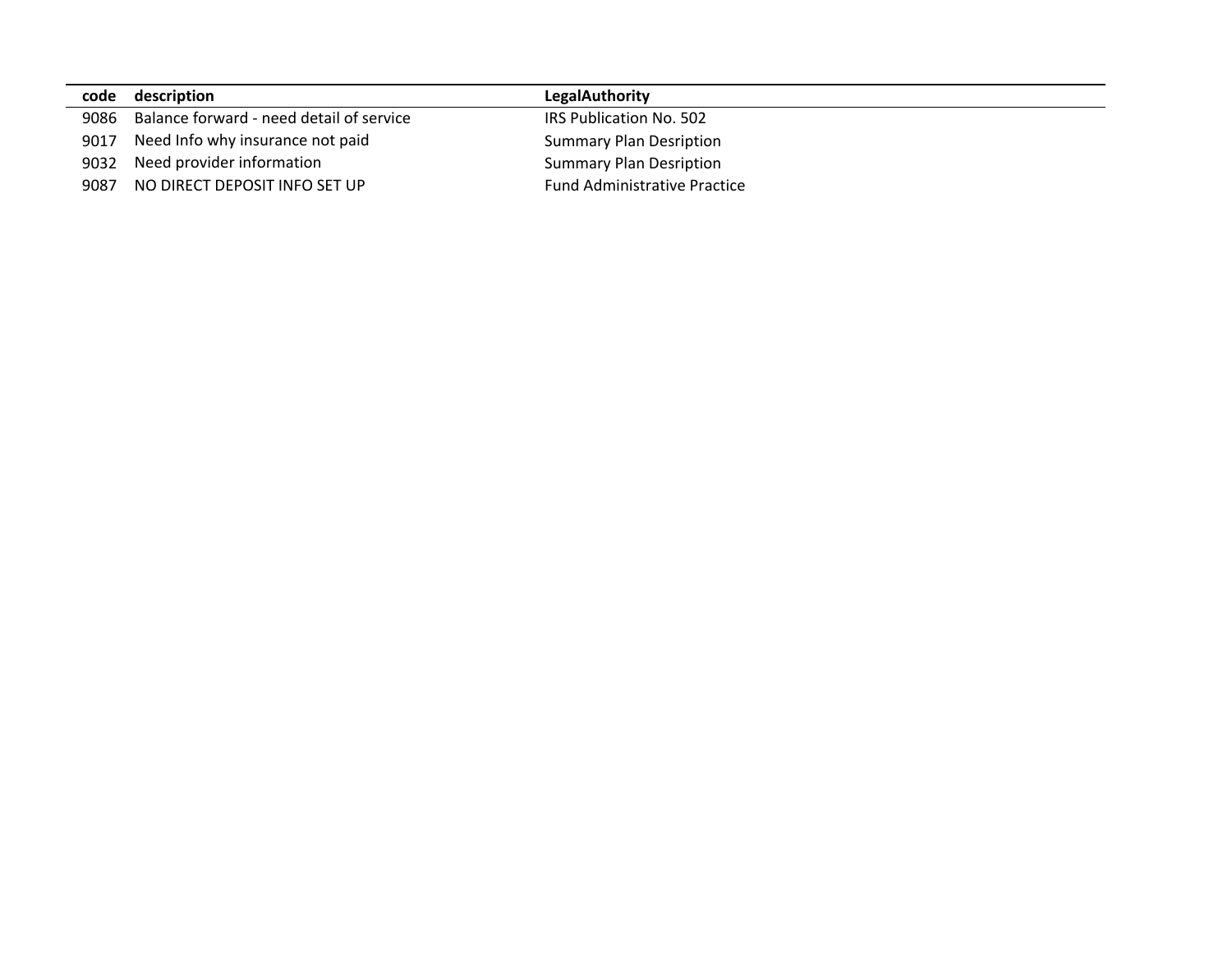| code | description | LegalAuthority |
|---|---|---|
| 9086 | Balance forward - need detail of service | IRS Publication No. 502 |
| 9017 | Need Info why insurance not paid | Summary Plan Desription |
| 9032 | Need provider information | Summary Plan Desription |
| 9087 | NO DIRECT DEPOSIT INFO SET UP | Fund Administrative Practice |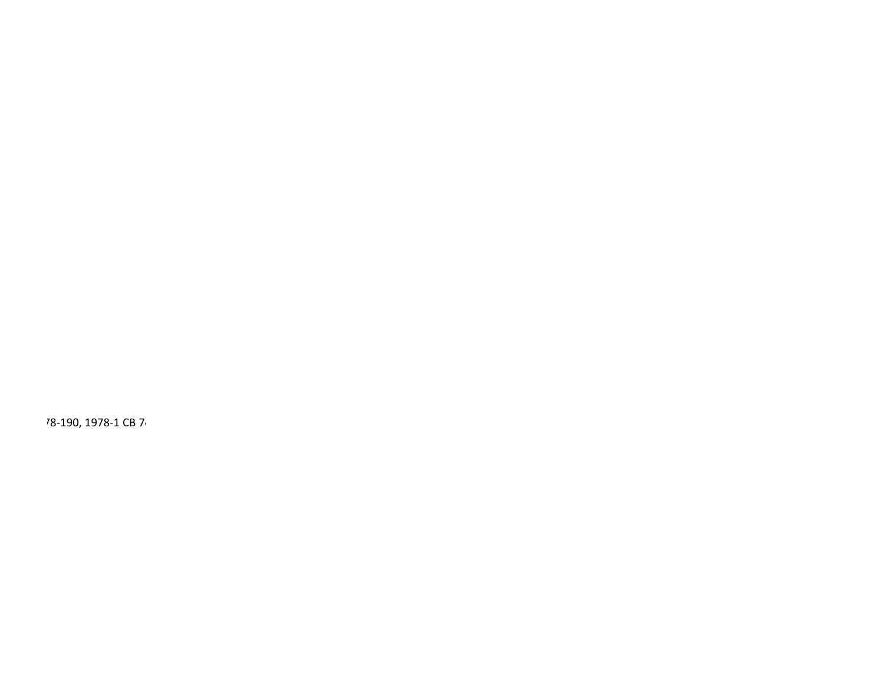78-190, 1978-1 CB 74